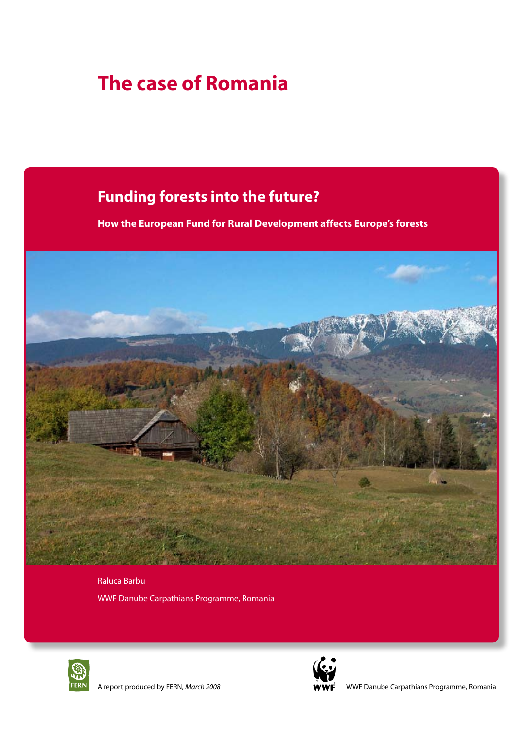# The case of Romania

## Funding forests into the future?

**How the European Fund for Rural Development affects Europe's forests**

Raluca Barbu

WWF Danube Carpathians Programme, Romania

A report produced by FERN, *March 2008*

WWF Danube Carpathians Programme, Romania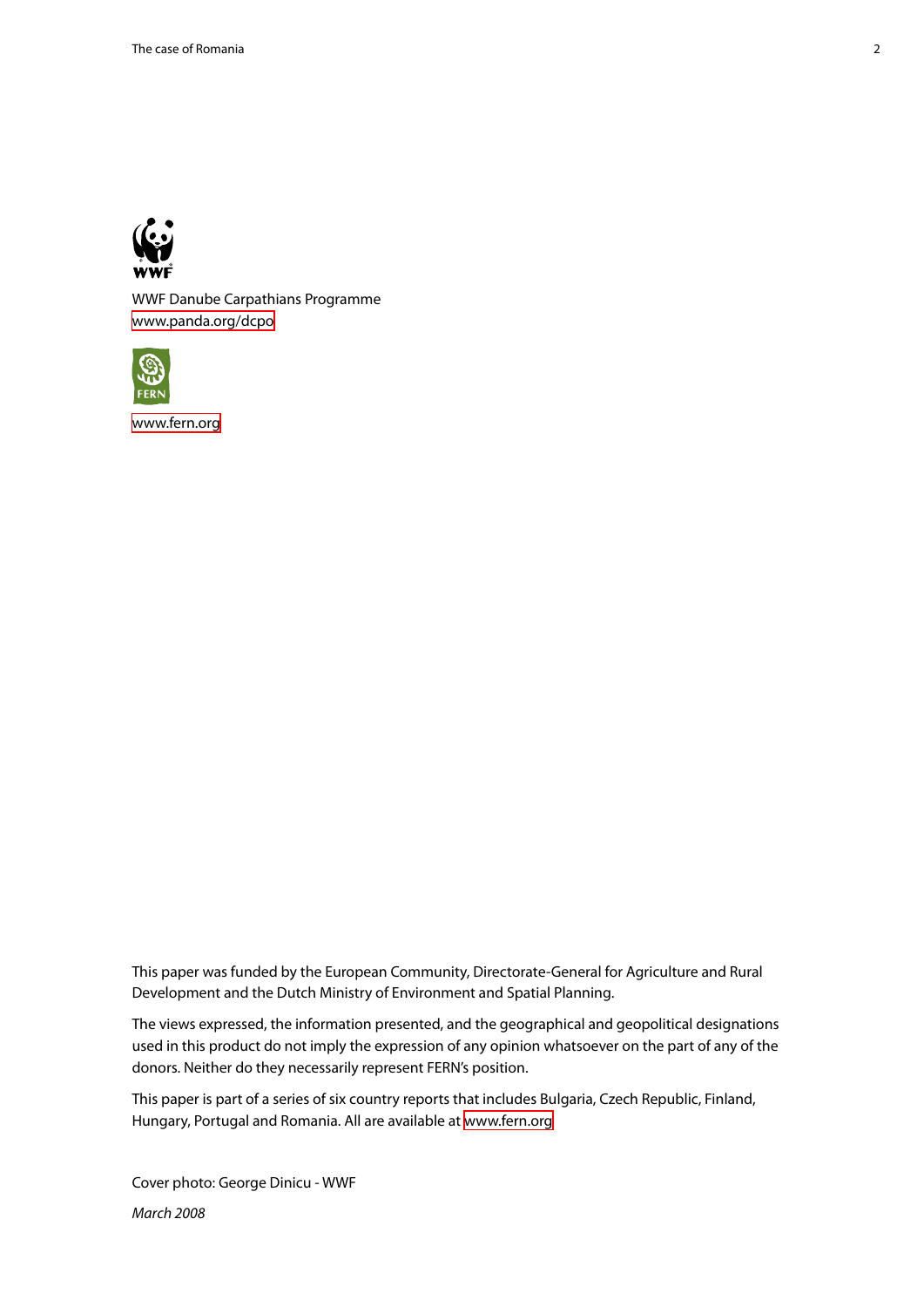WWF Danube Carpathians Programme
www.panda.org/dcpo

www.fern.org

This paper was funded by the European Community, Directorate-General for Agriculture and Rural Development and the Dutch Ministry of Environment and Spatial Planning.

The views expressed, the information presented, and the geographical and geopolitical designations used in this product do not imply the expression of any opinion whatsoever on the part of any of the donors. Neither do they necessarily represent FERN's position.

This paper is part of a series of six country reports that includes Bulgaria, Czech Republic, Finland, Hungary, Portugal and Romania. All are available at www.fern.org

Cover photo: George Dinicu - WWF

*March 2008*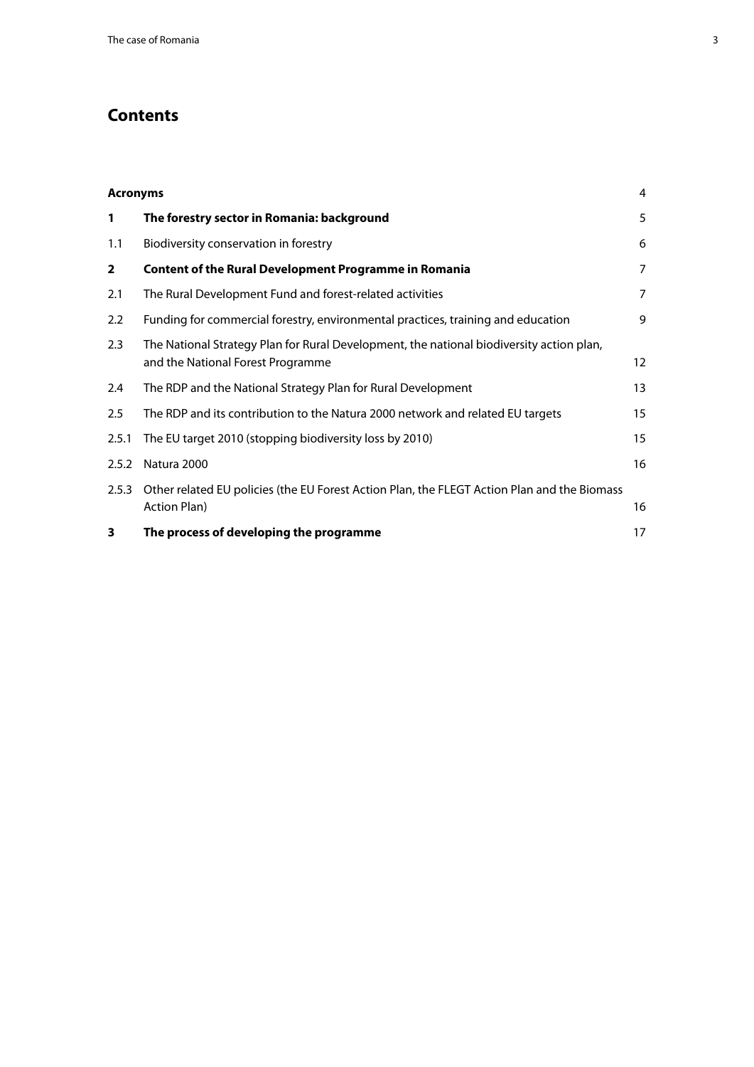## Contents

| | | |
|---|---|---|
| **Acronyms** | | 4 |
| **1** | **The forestry sector in Romania: background** | 5 |
| 1.1 | Biodiversity conservation in forestry | 6 |
| **2** | **Content of the Rural Development Programme in Romania** | 7 |
| 2.1 | The Rural Development Fund and forest-related activities | 7 |
| 2.2 | Funding for commercial forestry, environmental practices, training and education | 9 |
| 2.3 | The National Strategy Plan for Rural Development, the national biodiversity action plan, and the National Forest Programme | 12 |
| 2.4 | The RDP and the National Strategy Plan for Rural Development | 13 |
| 2.5 | The RDP and its contribution to the Natura 2000 network and related EU targets | 15 |
| 2.5.1 | The EU target 2010 (stopping biodiversity loss by 2010) | 15 |
| 2.5.2 | Natura 2000 | 16 |
| 2.5.3 | Other related EU policies (the EU Forest Action Plan, the FLEGT Action Plan and the Biomass Action Plan) | 16 |
| **3** | **The process of developing the programme** | 17 |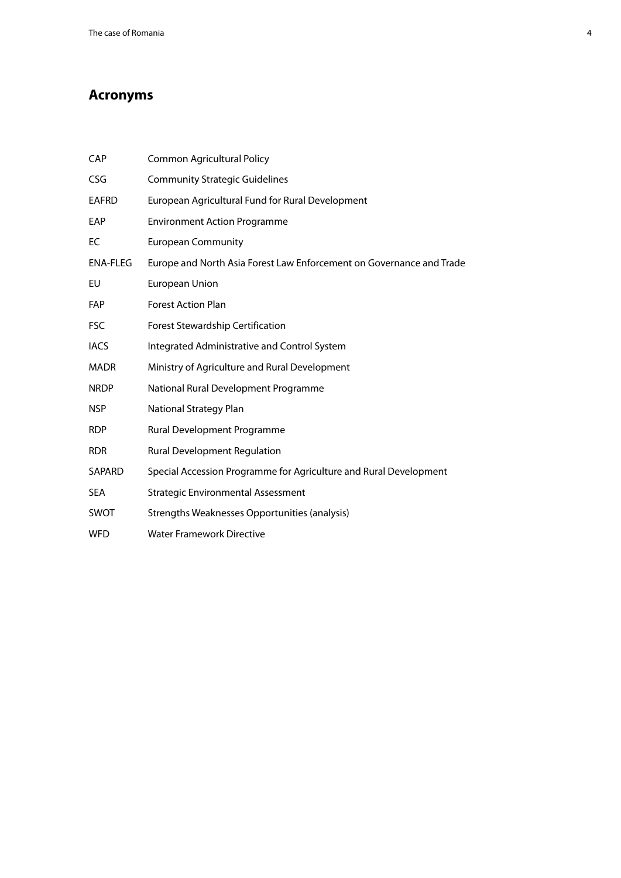## Acronyms

| | |
|---|---|
| CAP | Common Agricultural Policy |
| CSG | Community Strategic Guidelines |
| EAFRD | European Agricultural Fund for Rural Development |
| EAP | Environment Action Programme |
| EC | European Community |
| ENA-FLEG | Europe and North Asia Forest Law Enforcement on Governance and Trade |
| EU | European Union |
| FAP | Forest Action Plan |
| FSC | Forest Stewardship Certification |
| IACS | Integrated Administrative and Control System |
| MADR | Ministry of Agriculture and Rural Development |
| NRDP | National Rural Development Programme |
| NSP | National Strategy Plan |
| RDP | Rural Development Programme |
| RDR | Rural Development Regulation |
| SAPARD | Special Accession Programme for Agriculture and Rural Development |
| SEA | Strategic Environmental Assessment |
| SWOT | Strengths Weaknesses Opportunities (analysis) |
| WFD | Water Framework Directive |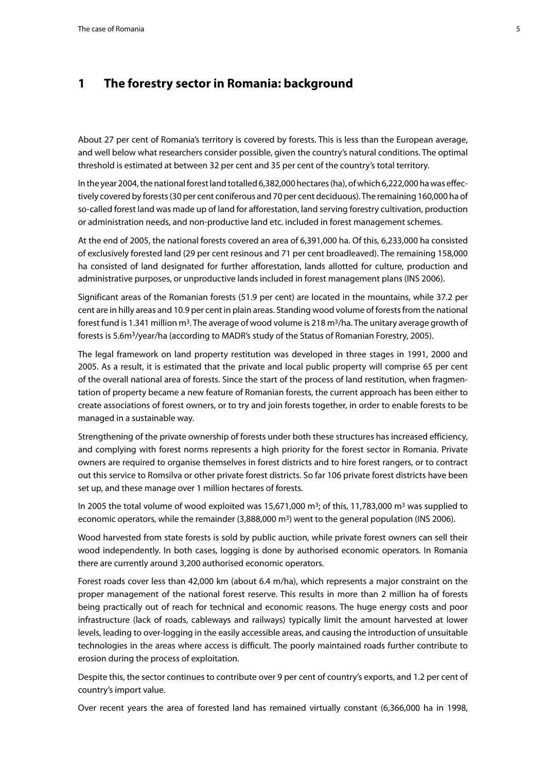# 1 The forestry sector in Romania: background

About 27 per cent of Romania's territory is covered by forests. This is less than the European average, and well below what researchers consider possible, given the country's natural conditions. The optimal threshold is estimated at between 32 per cent and 35 per cent of the country's total territory.

In the year 2004, the national forest land totalled 6,382,000 hectares (ha), of which 6,222,000 ha was effectively covered by forests (30 per cent coniferous and 70 per cent deciduous). The remaining 160,000 ha of so-called forest land was made up of land for afforestation, land serving forestry cultivation, production or administration needs, and non-productive land etc. included in forest management schemes.

At the end of 2005, the national forests covered an area of 6,391,000 ha. Of this, 6,233,000 ha consisted of exclusively forested land (29 per cent resinous and 71 per cent broadleaved). The remaining 158,000 ha consisted of land designated for further afforestation, lands allotted for culture, production and administrative purposes, or unproductive lands included in forest management plans (INS 2006).

Significant areas of the Romanian forests (51.9 per cent) are located in the mountains, while 37.2 per cent are in hilly areas and 10.9 per cent in plain areas. Standing wood volume of forests from the national forest fund is 1.341 million m$^3$. The average of wood volume is 218 m$^3$/ha. The unitary average growth of forests is 5.6m$^3$/year/ha (according to MADR's study of the Status of Romanian Forestry, 2005).

The legal framework on land property restitution was developed in three stages in 1991, 2000 and 2005. As a result, it is estimated that the private and local public property will comprise 65 per cent of the overall national area of forests. Since the start of the process of land restitution, when fragmentation of property became a new feature of Romanian forests, the current approach has been either to create associations of forest owners, or to try and join forests together, in order to enable forests to be managed in a sustainable way.

Strengthening of the private ownership of forests under both these structures has increased efficiency, and complying with forest norms represents a high priority for the forest sector in Romania. Private owners are required to organise themselves in forest districts and to hire forest rangers, or to contract out this service to Romsilva or other private forest districts. So far 106 private forest districts have been set up, and these manage over 1 million hectares of forests.

In 2005 the total volume of wood exploited was 15,671,000 m$^3$; of this, 11,783,000 m$^3$ was supplied to economic operators, while the remainder (3,888,000 m$^3$) went to the general population (INS 2006).

Wood harvested from state forests is sold by public auction, while private forest owners can sell their wood independently. In both cases, logging is done by authorised economic operators. In Romania there are currently around 3,200 authorised economic operators.

Forest roads cover less than 42,000 km (about 6.4 m/ha), which represents a major constraint on the proper management of the national forest reserve. This results in more than 2 million ha of forests being practically out of reach for technical and economic reasons. The huge energy costs and poor infrastructure (lack of roads, cableways and railways) typically limit the amount harvested at lower levels, leading to over-logging in the easily accessible areas, and causing the introduction of unsuitable technologies in the areas where access is difficult. The poorly maintained roads further contribute to erosion during the process of exploitation.

Despite this, the sector continues to contribute over 9 per cent of country's exports, and 1.2 per cent of country's import value.

Over recent years the area of forested land has remained virtually constant (6,366,000 ha in 1998,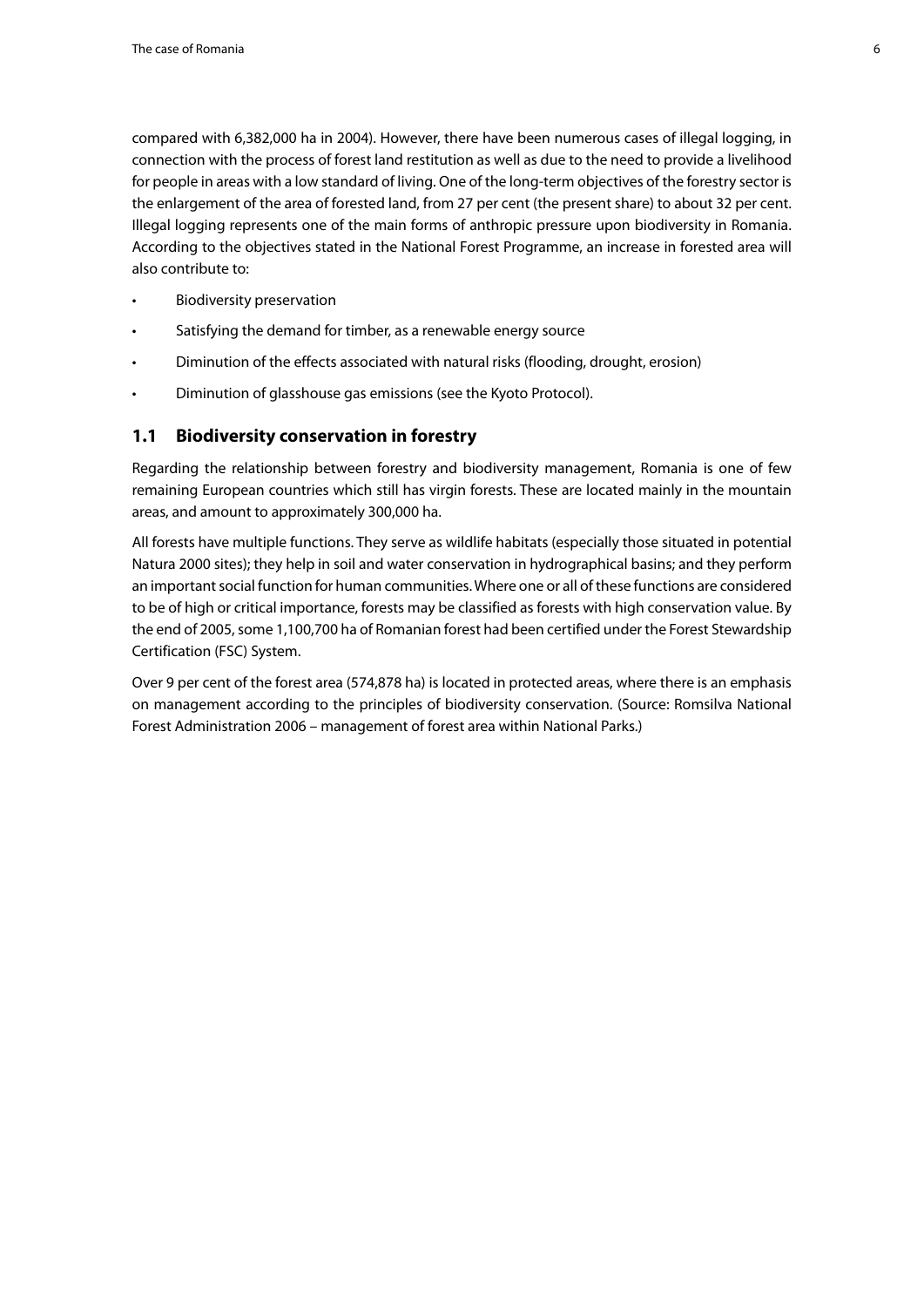compared with 6,382,000 ha in 2004). However, there have been numerous cases of illegal logging, in connection with the process of forest land restitution as well as due to the need to provide a livelihood for people in areas with a low standard of living. One of the long-term objectives of the forestry sector is the enlargement of the area of forested land, from 27 per cent (the present share) to about 32 per cent. Illegal logging represents one of the main forms of anthropic pressure upon biodiversity in Romania. According to the objectives stated in the National Forest Programme, an increase in forested area will also contribute to:

- Biodiversity preservation
- Satisfying the demand for timber, as a renewable energy source
- Diminution of the effects associated with natural risks (flooding, drought, erosion)
- Diminution of glasshouse gas emissions (see the Kyoto Protocol).

## 1.1 Biodiversity conservation in forestry

Regarding the relationship between forestry and biodiversity management, Romania is one of few remaining European countries which still has virgin forests. These are located mainly in the mountain areas, and amount to approximately 300,000 ha.

All forests have multiple functions. They serve as wildlife habitats (especially those situated in potential Natura 2000 sites); they help in soil and water conservation in hydrographical basins; and they perform an important social function for human communities. Where one or all of these functions are considered to be of high or critical importance, forests may be classified as forests with high conservation value. By the end of 2005, some 1,100,700 ha of Romanian forest had been certified under the Forest Stewardship Certification (FSC) System.

Over 9 per cent of the forest area (574,878 ha) is located in protected areas, where there is an emphasis on management according to the principles of biodiversity conservation. (Source: Romsilva National Forest Administration 2006 – management of forest area within National Parks.)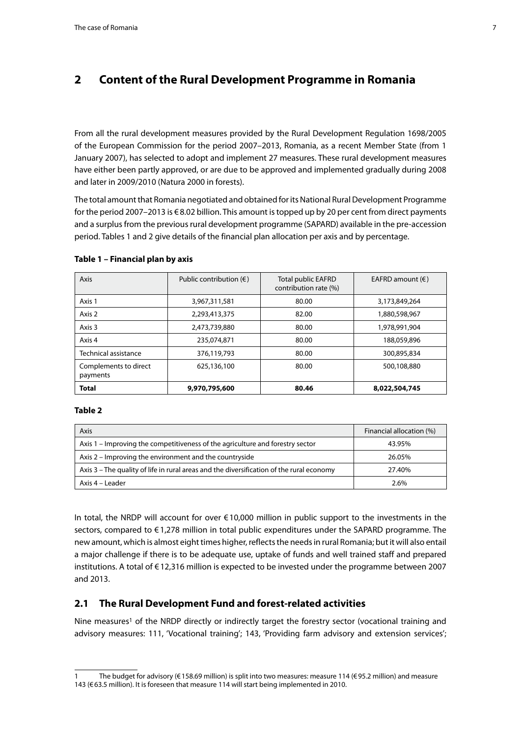## 2 Content of the Rural Development Programme in Romania

From all the rural development measures provided by the Rural Development Regulation 1698/2005 of the European Commission for the period 2007–2013, Romania, as a recent Member State (from 1 January 2007), has selected to adopt and implement 27 measures. These rural development measures have either been partly approved, or are due to be approved and implemented gradually during 2008 and later in 2009/2010 (Natura 2000 in forests).

The total amount that Romania negotiated and obtained for its National Rural Development Programme for the period 2007–2013 is €8.02 billion. This amount is topped up by 20 per cent from direct payments and a surplus from the previous rural development programme (SAPARD) available in the pre-accession period. Tables 1 and 2 give details of the financial plan allocation per axis and by percentage.

**Table 1 – Financial plan by axis**

| Axis | Public contribution (€) | Total public EAFRD contribution rate (%) | EAFRD amount (€) |
|---|---|---|---|
| Axis 1 | 3,967,311,581 | 80.00 | 3,173,849,264 |
| Axis 2 | 2,293,413,375 | 82.00 | 1,880,598,967 |
| Axis 3 | 2,473,739,880 | 80.00 | 1,978,991,904 |
| Axis 4 | 235,074,871 | 80.00 | 188,059,896 |
| Technical assistance | 376,119,793 | 80.00 | 300,895,834 |
| Complements to direct payments | 625,136,100 | 80.00 | 500,108,880 |
| **Total** | **9,970,795,600** | **80.46** | **8,022,504,745** |

**Table 2**

| Axis | Financial allocation (%) |
|---|---|
| Axis 1 – Improving the competitiveness of the agriculture and forestry sector | 43.95% |
| Axis 2 – Improving the environment and the countryside | 26.05% |
| Axis 3 – The quality of life in rural areas and the diversification of the rural economy | 27.40% |
| Axis 4 – Leader | 2.6% |

In total, the NRDP will account for over €10,000 million in public support to the investments in the sectors, compared to €1,278 million in total public expenditures under the SAPARD programme. The new amount, which is almost eight times higher, reflects the needs in rural Romania; but it will also entail a major challenge if there is to be adequate use, uptake of funds and well trained staff and prepared institutions. A total of €12,316 million is expected to be invested under the programme between 2007 and 2013.

### 2.1 The Rural Development Fund and forest-related activities

Nine measures[1] of the NRDP directly or indirectly target the forestry sector (vocational training and advisory measures: 111, 'Vocational training'; 143, 'Providing farm advisory and extension services';

[1] The budget for advisory (€158.69 million) is split into two measures: measure 114 (€95.2 million) and measure 143 (€63.5 million). It is foreseen that measure 114 will start being implemented in 2010.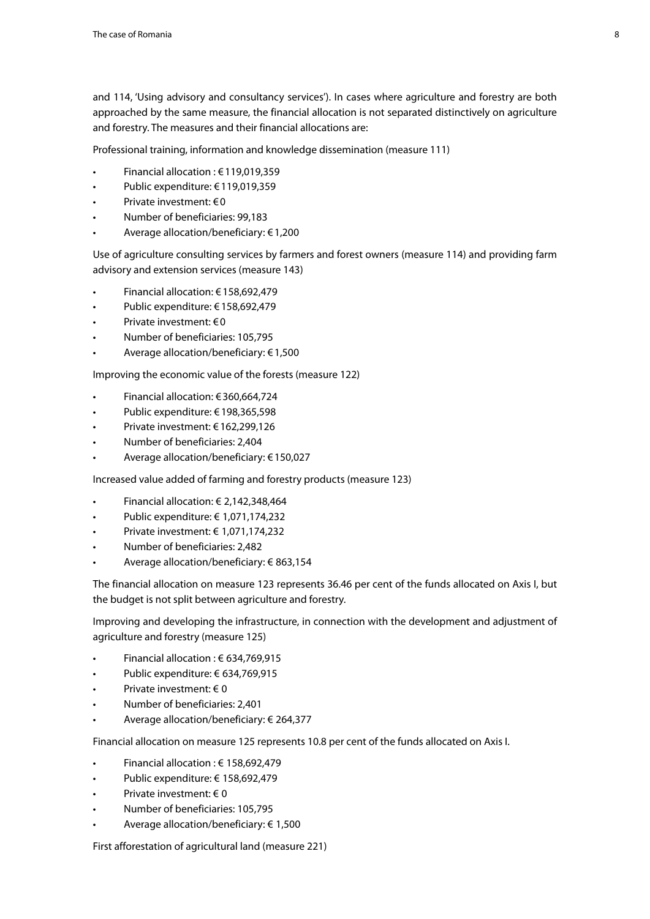and 114, 'Using advisory and consultancy services'). In cases where agriculture and forestry are both approached by the same measure, the financial allocation is not separated distinctively on agriculture and forestry. The measures and their financial allocations are:

Professional training, information and knowledge dissemination (measure 111)

- Financial allocation : € 119,019,359
- Public expenditure: € 119,019,359
- Private investment: € 0
- Number of beneficiaries: 99,183
- Average allocation/beneficiary: € 1,200

Use of agriculture consulting services by farmers and forest owners (measure 114) and providing farm advisory and extension services (measure 143)

- Financial allocation: € 158,692,479
- Public expenditure: € 158,692,479
- Private investment: € 0
- Number of beneficiaries: 105,795
- Average allocation/beneficiary: € 1,500

Improving the economic value of the forests (measure 122)

- Financial allocation: € 360,664,724
- Public expenditure: € 198,365,598
- Private investment: € 162,299,126
- Number of beneficiaries: 2,404
- Average allocation/beneficiary: € 150,027

Increased value added of farming and forestry products (measure 123)

- Financial allocation: € 2,142,348,464
- Public expenditure: € 1,071,174,232
- Private investment: € 1,071,174,232
- Number of beneficiaries: 2,482
- Average allocation/beneficiary: € 863,154

The financial allocation on measure 123 represents 36.46 per cent of the funds allocated on Axis I, but the budget is not split between agriculture and forestry.

Improving and developing the infrastructure, in connection with the development and adjustment of agriculture and forestry (measure 125)

- Financial allocation : € 634,769,915
- Public expenditure: € 634,769,915
- Private investment: € 0
- Number of beneficiaries: 2,401
- Average allocation/beneficiary: € 264,377

Financial allocation on measure 125 represents 10.8 per cent of the funds allocated on Axis I.

- Financial allocation : € 158,692,479
- Public expenditure: € 158,692,479
- Private investment: € 0
- Number of beneficiaries: 105,795
- Average allocation/beneficiary: € 1,500

First afforestation of agricultural land (measure 221)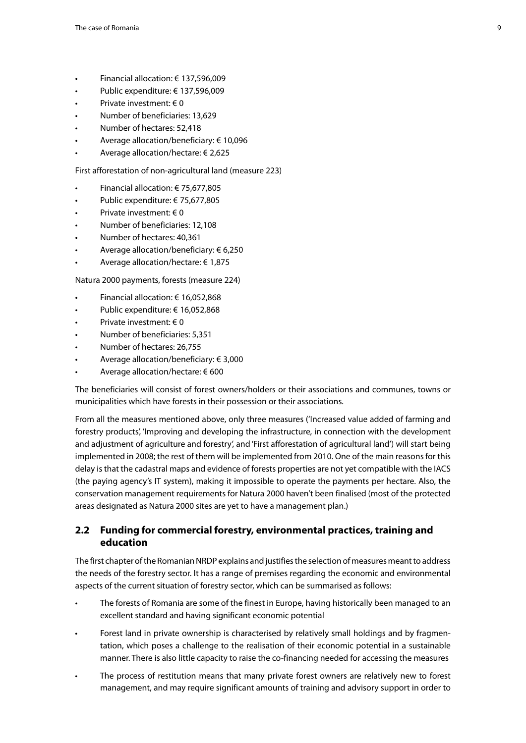- Financial allocation: € 137,596,009
- Public expenditure: € 137,596,009
- Private investment: € 0
- Number of beneficiaries: 13,629
- Number of hectares: 52,418
- Average allocation/beneficiary: € 10,096
- Average allocation/hectare: € 2,625

First afforestation of non-agricultural land (measure 223)

- Financial allocation: € 75,677,805
- Public expenditure: € 75,677,805
- Private investment: € 0
- Number of beneficiaries: 12,108
- Number of hectares: 40,361
- Average allocation/beneficiary: € 6,250
- Average allocation/hectare: € 1,875

Natura 2000 payments, forests (measure 224)

- Financial allocation: € 16,052,868
- Public expenditure: € 16,052,868
- Private investment: € 0
- Number of beneficiaries: 5,351
- Number of hectares: 26,755
- Average allocation/beneficiary: € 3,000
- Average allocation/hectare: € 600

The beneficiaries will consist of forest owners/holders or their associations and communes, towns or municipalities which have forests in their possession or their associations.

From all the measures mentioned above, only three measures ('Increased value added of farming and forestry products', 'Improving and developing the infrastructure, in connection with the development and adjustment of agriculture and forestry', and 'First afforestation of agricultural land') will start being implemented in 2008; the rest of them will be implemented from 2010. One of the main reasons for this delay is that the cadastral maps and evidence of forests properties are not yet compatible with the IACS (the paying agency's IT system), making it impossible to operate the payments per hectare. Also, the conservation management requirements for Natura 2000 haven't been finalised (most of the protected areas designated as Natura 2000 sites are yet to have a management plan.)

## 2.2 Funding for commercial forestry, environmental practices, training and education

The first chapter of the Romanian NRDP explains and justifies the selection of measures meant to address the needs of the forestry sector. It has a range of premises regarding the economic and environmental aspects of the current situation of forestry sector, which can be summarised as follows:

- The forests of Romania are some of the finest in Europe, having historically been managed to an excellent standard and having significant economic potential
- Forest land in private ownership is characterised by relatively small holdings and by fragmentation, which poses a challenge to the realisation of their economic potential in a sustainable manner. There is also little capacity to raise the co-financing needed for accessing the measures
- The process of restitution means that many private forest owners are relatively new to forest management, and may require significant amounts of training and advisory support in order to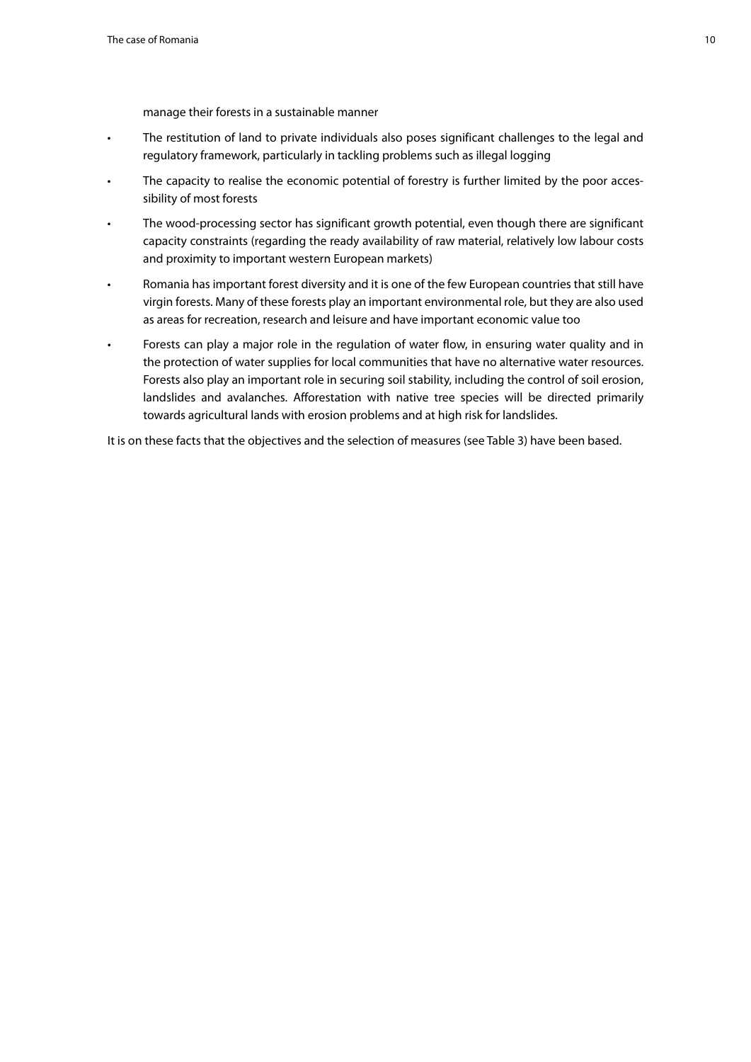manage their forests in a sustainable manner

- The restitution of land to private individuals also poses significant challenges to the legal and regulatory framework, particularly in tackling problems such as illegal logging
- The capacity to realise the economic potential of forestry is further limited by the poor accessibility of most forests
- The wood-processing sector has significant growth potential, even though there are significant capacity constraints (regarding the ready availability of raw material, relatively low labour costs and proximity to important western European markets)
- Romania has important forest diversity and it is one of the few European countries that still have virgin forests. Many of these forests play an important environmental role, but they are also used as areas for recreation, research and leisure and have important economic value too
- Forests can play a major role in the regulation of water flow, in ensuring water quality and in the protection of water supplies for local communities that have no alternative water resources. Forests also play an important role in securing soil stability, including the control of soil erosion, landslides and avalanches. Afforestation with native tree species will be directed primarily towards agricultural lands with erosion problems and at high risk for landslides.

It is on these facts that the objectives and the selection of measures (see Table 3) have been based.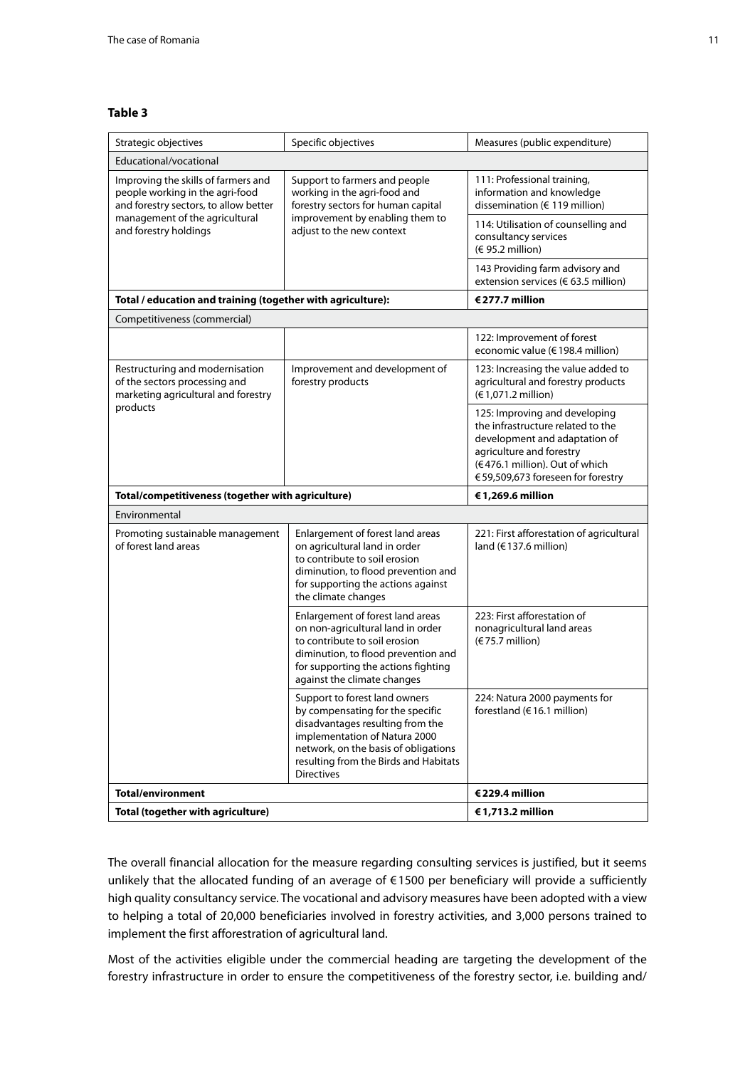**Table 3**

| Strategic objectives | Specific objectives | Measures (public expenditure) |
| --- | --- | --- |
| Educational/vocational | | |
| Improving the skills of farmers and people working in the agri-food and forestry sectors, to allow better management of the agricultural and forestry holdings | Support to farmers and people working in the agri-food and forestry sectors for human capital improvement by enabling them to adjust to the new context | 111: Professional training, information and knowledge dissemination (€ 119 million) |
| | | 114: Utilisation of counselling and consultancy services (€ 95.2 million) |
| | | 143 Providing farm advisory and extension services (€ 63.5 million) |
| **Total / education and training (together with agriculture):** | | **€277.7 million** |
| Competitiveness (commercial) | | |
| | | 122: Improvement of forest economic value (€198.4 million) |
| Restructuring and modernisation of the sectors processing and marketing agricultural and forestry products | Improvement and development of forestry products | 123: Increasing the value added to agricultural and forestry products (€1,071.2 million) |
| | | 125: Improving and developing the infrastructure related to the development and adaptation of agriculture and forestry (€476.1 million). Out of which €59,509,673 foreseen for forestry |
| **Total/competitiveness (together with agriculture)** | | **€1,269.6 million** |
| Environmental | | |
| Promoting sustainable management of forest land areas | Enlargement of forest land areas on agricultural land in order to contribute to soil erosion diminution, to flood prevention and for supporting the actions against the climate changes | 221: First afforestation of agricultural land (€137.6 million) |
| | Enlargement of forest land areas on non-agricultural land in order to contribute to soil erosion diminution, to flood prevention and for supporting the actions fighting against the climate changes | 223: First afforestation of nonagricultural land areas (€75.7 million) |
| | Support to forest land owners by compensating for the specific disadvantages resulting from the implementation of Natura 2000 network, on the basis of obligations resulting from the Birds and Habitats Directives | 224: Natura 2000 payments for forestland (€16.1 million) |
| **Total/environment** | | **€229.4 million** |
| **Total (together with agriculture)** | | **€1,713.2 million** |

The overall financial allocation for the measure regarding consulting services is justified, but it seems unlikely that the allocated funding of an average of €1500 per beneficiary will provide a sufficiently high quality consultancy service. The vocational and advisory measures have been adopted with a view to helping a total of 20,000 beneficiaries involved in forestry activities, and 3,000 persons trained to implement the first afforestration of agricultural land.

Most of the activities eligible under the commercial heading are targeting the development of the forestry infrastructure in order to ensure the competitiveness of the forestry sector, i.e. building and/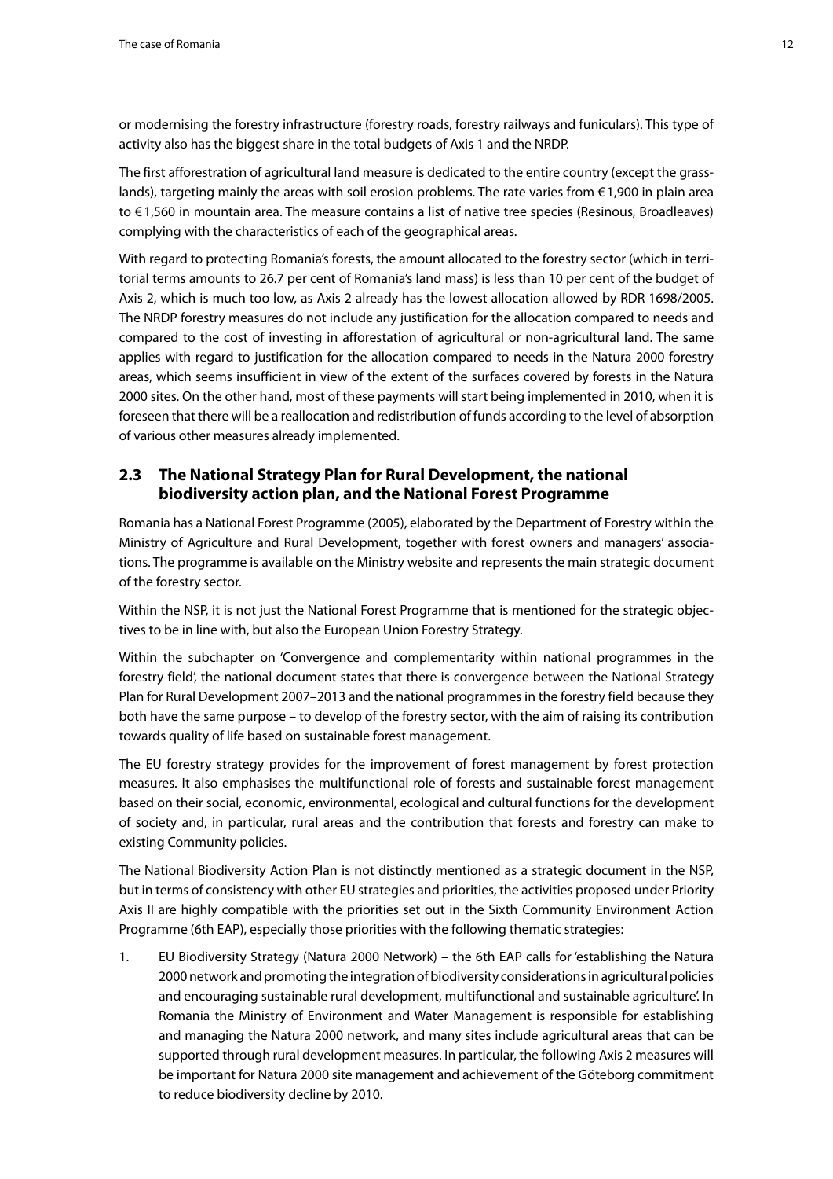or modernising the forestry infrastructure (forestry roads, forestry railways and funiculars). This type of activity also has the biggest share in the total budgets of Axis 1 and the NRDP.

The first afforestration of agricultural land measure is dedicated to the entire country (except the grasslands), targeting mainly the areas with soil erosion problems. The rate varies from € 1,900 in plain area to € 1,560 in mountain area. The measure contains a list of native tree species (Resinous, Broadleaves) complying with the characteristics of each of the geographical areas.

With regard to protecting Romania's forests, the amount allocated to the forestry sector (which in territorial terms amounts to 26.7 per cent of Romania's land mass) is less than 10 per cent of the budget of Axis 2, which is much too low, as Axis 2 already has the lowest allocation allowed by RDR 1698/2005. The NRDP forestry measures do not include any justification for the allocation compared to needs and compared to the cost of investing in afforestation of agricultural or non-agricultural land. The same applies with regard to justification for the allocation compared to needs in the Natura 2000 forestry areas, which seems insufficient in view of the extent of the surfaces covered by forests in the Natura 2000 sites. On the other hand, most of these payments will start being implemented in 2010, when it is foreseen that there will be a reallocation and redistribution of funds according to the level of absorption of various other measures already implemented.

## 2.3 The National Strategy Plan for Rural Development, the national biodiversity action plan, and the National Forest Programme

Romania has a National Forest Programme (2005), elaborated by the Department of Forestry within the Ministry of Agriculture and Rural Development, together with forest owners and managers' associations. The programme is available on the Ministry website and represents the main strategic document of the forestry sector.

Within the NSP, it is not just the National Forest Programme that is mentioned for the strategic objectives to be in line with, but also the European Union Forestry Strategy.

Within the subchapter on 'Convergence and complementarity within national programmes in the forestry field', the national document states that there is convergence between the National Strategy Plan for Rural Development 2007–2013 and the national programmes in the forestry field because they both have the same purpose – to develop of the forestry sector, with the aim of raising its contribution towards quality of life based on sustainable forest management.

The EU forestry strategy provides for the improvement of forest management by forest protection measures. It also emphasises the multifunctional role of forests and sustainable forest management based on their social, economic, environmental, ecological and cultural functions for the development of society and, in particular, rural areas and the contribution that forests and forestry can make to existing Community policies.

The National Biodiversity Action Plan is not distinctly mentioned as a strategic document in the NSP, but in terms of consistency with other EU strategies and priorities, the activities proposed under Priority Axis II are highly compatible with the priorities set out in the Sixth Community Environment Action Programme (6th EAP), especially those priorities with the following thematic strategies:

1. EU Biodiversity Strategy (Natura 2000 Network) – the 6th EAP calls for 'establishing the Natura 2000 network and promoting the integration of biodiversity considerations in agricultural policies and encouraging sustainable rural development, multifunctional and sustainable agriculture'. In Romania the Ministry of Environment and Water Management is responsible for establishing and managing the Natura 2000 network, and many sites include agricultural areas that can be supported through rural development measures. In particular, the following Axis 2 measures will be important for Natura 2000 site management and achievement of the Göteborg commitment to reduce biodiversity decline by 2010.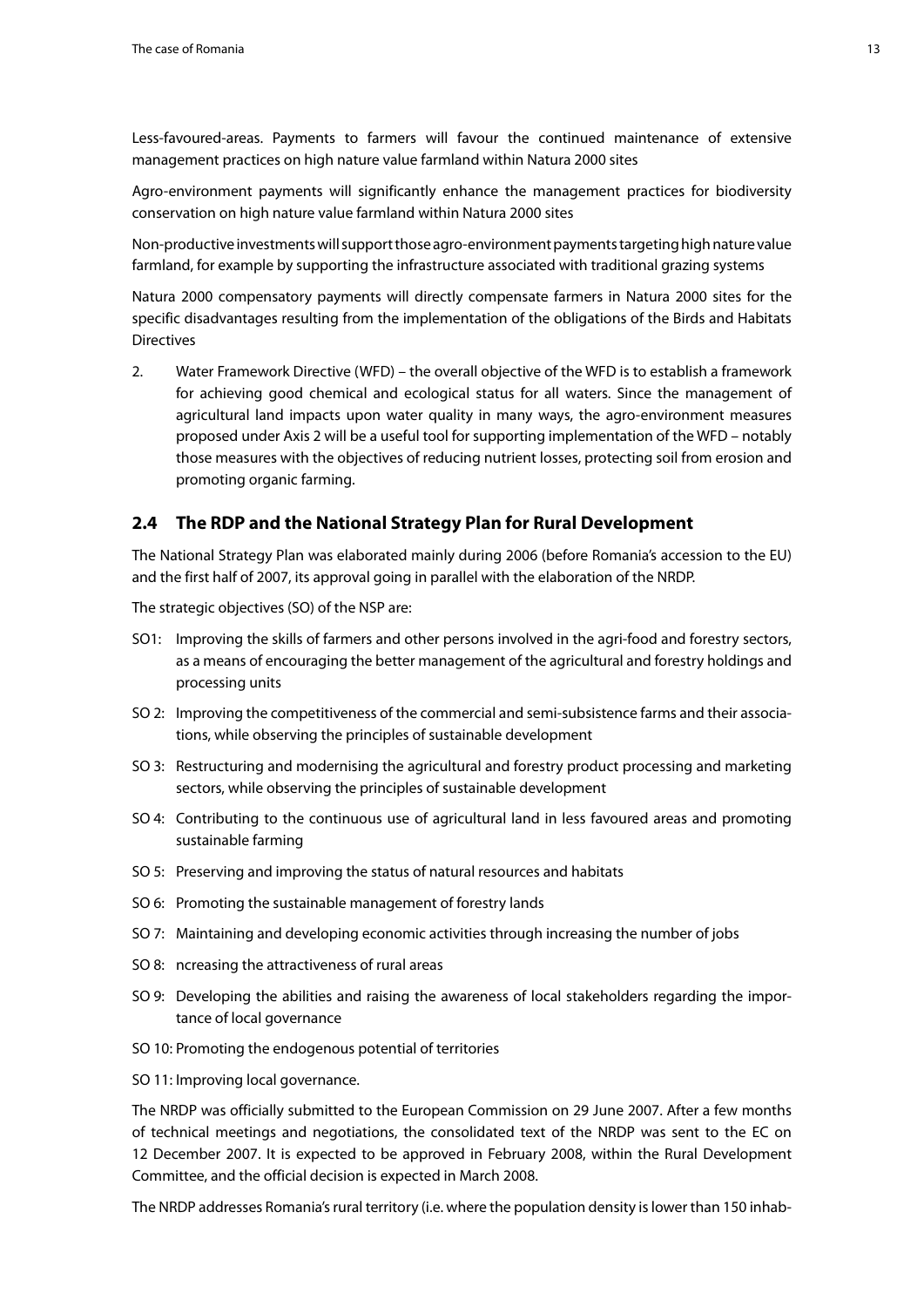Less-favoured-areas. Payments to farmers will favour the continued maintenance of extensive management practices on high nature value farmland within Natura 2000 sites

Agro-environment payments will significantly enhance the management practices for biodiversity conservation on high nature value farmland within Natura 2000 sites

Non-productive investments will support those agro-environment payments targeting high nature value farmland, for example by supporting the infrastructure associated with traditional grazing systems

Natura 2000 compensatory payments will directly compensate farmers in Natura 2000 sites for the specific disadvantages resulting from the implementation of the obligations of the Birds and Habitats Directives

2. Water Framework Directive (WFD) – the overall objective of the WFD is to establish a framework for achieving good chemical and ecological status for all waters. Since the management of agricultural land impacts upon water quality in many ways, the agro-environment measures proposed under Axis 2 will be a useful tool for supporting implementation of the WFD – notably those measures with the objectives of reducing nutrient losses, protecting soil from erosion and promoting organic farming.

## 2.4 The RDP and the National Strategy Plan for Rural Development

The National Strategy Plan was elaborated mainly during 2006 (before Romania's accession to the EU) and the first half of 2007, its approval going in parallel with the elaboration of the NRDP.

The strategic objectives (SO) of the NSP are:

SO1: Improving the skills of farmers and other persons involved in the agri-food and forestry sectors, as a means of encouraging the better management of the agricultural and forestry holdings and processing units

SO 2: Improving the competitiveness of the commercial and semi-subsistence farms and their associations, while observing the principles of sustainable development

SO 3: Restructuring and modernising the agricultural and forestry product processing and marketing sectors, while observing the principles of sustainable development

SO 4: Contributing to the continuous use of agricultural land in less favoured areas and promoting sustainable farming

SO 5: Preserving and improving the status of natural resources and habitats

SO 6: Promoting the sustainable management of forestry lands

SO 7: Maintaining and developing economic activities through increasing the number of jobs

SO 8: ncreasing the attractiveness of rural areas

SO 9: Developing the abilities and raising the awareness of local stakeholders regarding the importance of local governance

SO 10: Promoting the endogenous potential of territories

SO 11: Improving local governance.

The NRDP was officially submitted to the European Commission on 29 June 2007. After a few months of technical meetings and negotiations, the consolidated text of the NRDP was sent to the EC on 12 December 2007. It is expected to be approved in February 2008, within the Rural Development Committee, and the official decision is expected in March 2008.

The NRDP addresses Romania's rural territory (i.e. where the population density is lower than 150 inhab-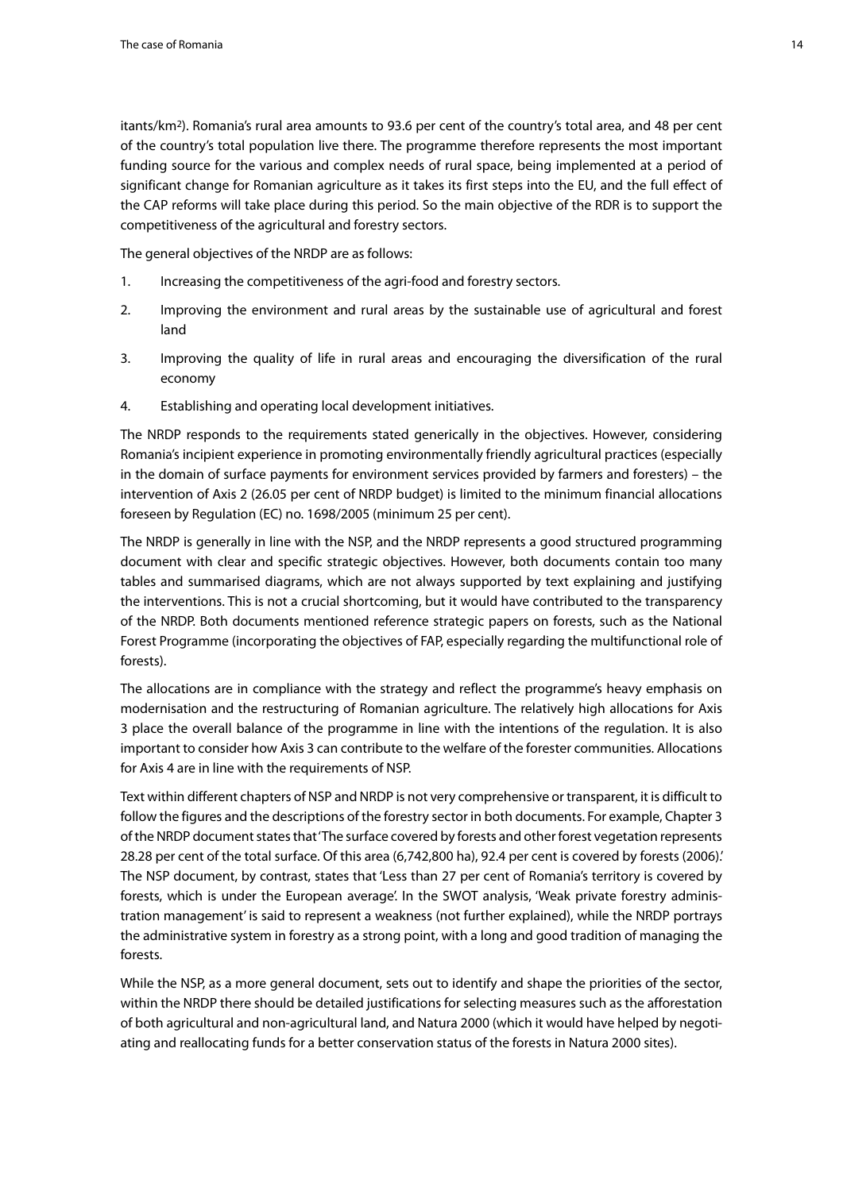itants/km$^2$). Romania's rural area amounts to 93.6 per cent of the country's total area, and 48 per cent of the country's total population live there. The programme therefore represents the most important funding source for the various and complex needs of rural space, being implemented at a period of significant change for Romanian agriculture as it takes its first steps into the EU, and the full effect of the CAP reforms will take place during this period. So the main objective of the RDR is to support the competitiveness of the agricultural and forestry sectors.

The general objectives of the NRDP are as follows:

1. Increasing the competitiveness of the agri-food and forestry sectors.
2. Improving the environment and rural areas by the sustainable use of agricultural and forest land
3. Improving the quality of life in rural areas and encouraging the diversification of the rural economy
4. Establishing and operating local development initiatives.

The NRDP responds to the requirements stated generically in the objectives. However, considering Romania's incipient experience in promoting environmentally friendly agricultural practices (especially in the domain of surface payments for environment services provided by farmers and foresters) – the intervention of Axis 2 (26.05 per cent of NRDP budget) is limited to the minimum financial allocations foreseen by Regulation (EC) no. 1698/2005 (minimum 25 per cent).

The NRDP is generally in line with the NSP, and the NRDP represents a good structured programming document with clear and specific strategic objectives. However, both documents contain too many tables and summarised diagrams, which are not always supported by text explaining and justifying the interventions. This is not a crucial shortcoming, but it would have contributed to the transparency of the NRDP. Both documents mentioned reference strategic papers on forests, such as the National Forest Programme (incorporating the objectives of FAP, especially regarding the multifunctional role of forests).

The allocations are in compliance with the strategy and reflect the programme's heavy emphasis on modernisation and the restructuring of Romanian agriculture. The relatively high allocations for Axis 3 place the overall balance of the programme in line with the intentions of the regulation. It is also important to consider how Axis 3 can contribute to the welfare of the forester communities. Allocations for Axis 4 are in line with the requirements of NSP.

Text within different chapters of NSP and NRDP is not very comprehensive or transparent, it is difficult to follow the figures and the descriptions of the forestry sector in both documents. For example, Chapter 3 of the NRDP document states that 'The surface covered by forests and other forest vegetation represents 28.28 per cent of the total surface. Of this area (6,742,800 ha), 92.4 per cent is covered by forests (2006).' The NSP document, by contrast, states that 'Less than 27 per cent of Romania's territory is covered by forests, which is under the European average'. In the SWOT analysis, 'Weak private forestry administration management' is said to represent a weakness (not further explained), while the NRDP portrays the administrative system in forestry as a strong point, with a long and good tradition of managing the forests.

While the NSP, as a more general document, sets out to identify and shape the priorities of the sector, within the NRDP there should be detailed justifications for selecting measures such as the afforestation of both agricultural and non-agricultural land, and Natura 2000 (which it would have helped by negotiating and reallocating funds for a better conservation status of the forests in Natura 2000 sites).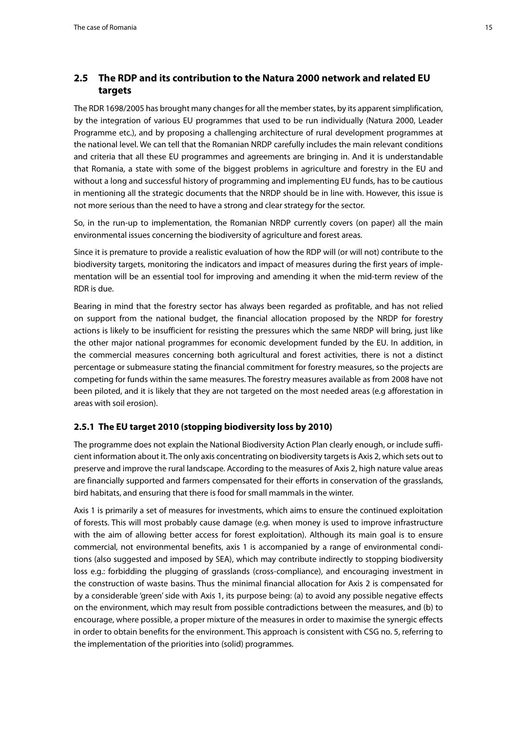## 2.5 The RDP and its contribution to the Natura 2000 network and related EU targets

The RDR 1698/2005 has brought many changes for all the member states, by its apparent simplification, by the integration of various EU programmes that used to be run individually (Natura 2000, Leader Programme etc.), and by proposing a challenging architecture of rural development programmes at the national level. We can tell that the Romanian NRDP carefully includes the main relevant conditions and criteria that all these EU programmes and agreements are bringing in. And it is understandable that Romania, a state with some of the biggest problems in agriculture and forestry in the EU and without a long and successful history of programming and implementing EU funds, has to be cautious in mentioning all the strategic documents that the NRDP should be in line with. However, this issue is not more serious than the need to have a strong and clear strategy for the sector.

So, in the run-up to implementation, the Romanian NRDP currently covers (on paper) all the main environmental issues concerning the biodiversity of agriculture and forest areas.

Since it is premature to provide a realistic evaluation of how the RDP will (or will not) contribute to the biodiversity targets, monitoring the indicators and impact of measures during the first years of implementation will be an essential tool for improving and amending it when the mid-term review of the RDR is due.

Bearing in mind that the forestry sector has always been regarded as profitable, and has not relied on support from the national budget, the financial allocation proposed by the NRDP for forestry actions is likely to be insufficient for resisting the pressures which the same NRDP will bring, just like the other major national programmes for economic development funded by the EU. In addition, in the commercial measures concerning both agricultural and forest activities, there is not a distinct percentage or submeasure stating the financial commitment for forestry measures, so the projects are competing for funds within the same measures. The forestry measures available as from 2008 have not been piloted, and it is likely that they are not targeted on the most needed areas (e.g afforestation in areas with soil erosion).

### 2.5.1 The EU target 2010 (stopping biodiversity loss by 2010)

The programme does not explain the National Biodiversity Action Plan clearly enough, or include sufficient information about it. The only axis concentrating on biodiversity targets is Axis 2, which sets out to preserve and improve the rural landscape. According to the measures of Axis 2, high nature value areas are financially supported and farmers compensated for their efforts in conservation of the grasslands, bird habitats, and ensuring that there is food for small mammals in the winter.

Axis 1 is primarily a set of measures for investments, which aims to ensure the continued exploitation of forests. This will most probably cause damage (e.g. when money is used to improve infrastructure with the aim of allowing better access for forest exploitation). Although its main goal is to ensure commercial, not environmental benefits, axis 1 is accompanied by a range of environmental conditions (also suggested and imposed by SEA), which may contribute indirectly to stopping biodiversity loss e.g.: forbidding the plugging of grasslands (cross-compliance), and encouraging investment in the construction of waste basins. Thus the minimal financial allocation for Axis 2 is compensated for by a considerable 'green' side with Axis 1, its purpose being: (a) to avoid any possible negative effects on the environment, which may result from possible contradictions between the measures, and (b) to encourage, where possible, a proper mixture of the measures in order to maximise the synergic effects in order to obtain benefits for the environment. This approach is consistent with CSG no. 5, referring to the implementation of the priorities into (solid) programmes.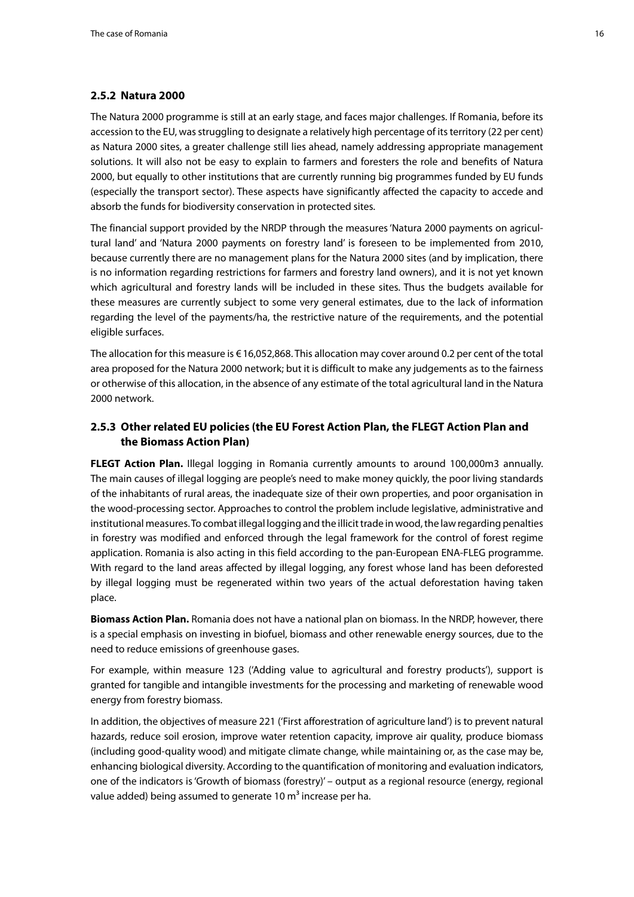### 2.5.2 Natura 2000

The Natura 2000 programme is still at an early stage, and faces major challenges. If Romania, before its accession to the EU, was struggling to designate a relatively high percentage of its territory (22 per cent) as Natura 2000 sites, a greater challenge still lies ahead, namely addressing appropriate management solutions. It will also not be easy to explain to farmers and foresters the role and benefits of Natura 2000, but equally to other institutions that are currently running big programmes funded by EU funds (especially the transport sector). These aspects have significantly affected the capacity to accede and absorb the funds for biodiversity conservation in protected sites.

The financial support provided by the NRDP through the measures 'Natura 2000 payments on agricultural land' and 'Natura 2000 payments on forestry land' is foreseen to be implemented from 2010, because currently there are no management plans for the Natura 2000 sites (and by implication, there is no information regarding restrictions for farmers and forestry land owners), and it is not yet known which agricultural and forestry lands will be included in these sites. Thus the budgets available for these measures are currently subject to some very general estimates, due to the lack of information regarding the level of the payments/ha, the restrictive nature of the requirements, and the potential eligible surfaces.

The allocation for this measure is €16,052,868. This allocation may cover around 0.2 per cent of the total area proposed for the Natura 2000 network; but it is difficult to make any judgements as to the fairness or otherwise of this allocation, in the absence of any estimate of the total agricultural land in the Natura 2000 network.

### 2.5.3 Other related EU policies (the EU Forest Action Plan, the FLEGT Action Plan and the Biomass Action Plan)

**FLEGT Action Plan.** Illegal logging in Romania currently amounts to around 100,000m3 annually. The main causes of illegal logging are people's need to make money quickly, the poor living standards of the inhabitants of rural areas, the inadequate size of their own properties, and poor organisation in the wood-processing sector. Approaches to control the problem include legislative, administrative and institutional measures. To combat illegal logging and the illicit trade in wood, the law regarding penalties in forestry was modified and enforced through the legal framework for the control of forest regime application. Romania is also acting in this field according to the pan-European ENA-FLEG programme. With regard to the land areas affected by illegal logging, any forest whose land has been deforested by illegal logging must be regenerated within two years of the actual deforestation having taken place.

**Biomass Action Plan.** Romania does not have a national plan on biomass. In the NRDP, however, there is a special emphasis on investing in biofuel, biomass and other renewable energy sources, due to the need to reduce emissions of greenhouse gases.

For example, within measure 123 ('Adding value to agricultural and forestry products'), support is granted for tangible and intangible investments for the processing and marketing of renewable wood energy from forestry biomass.

In addition, the objectives of measure 221 ('First afforestration of agriculture land') is to prevent natural hazards, reduce soil erosion, improve water retention capacity, improve air quality, produce biomass (including good-quality wood) and mitigate climate change, while maintaining or, as the case may be, enhancing biological diversity. According to the quantification of monitoring and evaluation indicators, one of the indicators is 'Growth of biomass (forestry)' – output as a regional resource (energy, regional value added) being assumed to generate 10 $m^3$ increase per ha.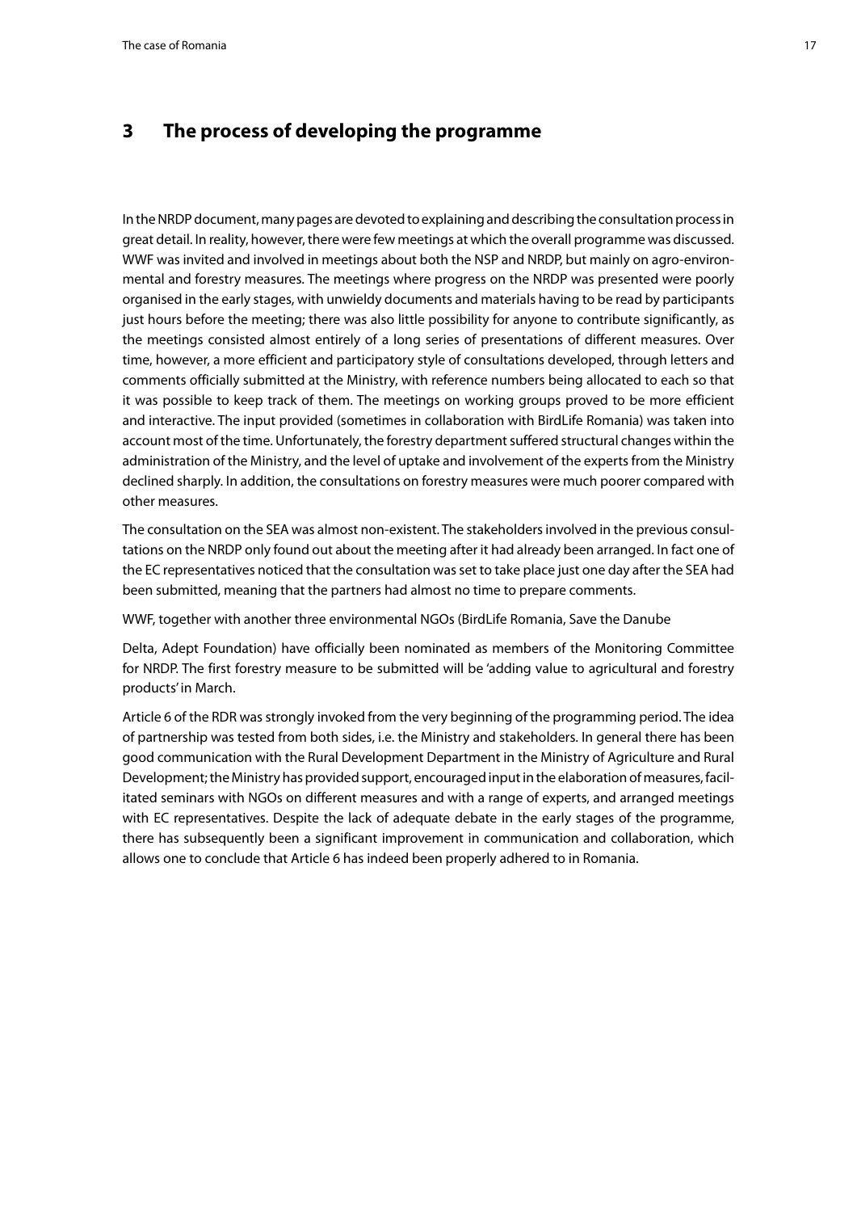## 3 The process of developing the programme

In the NRDP document, many pages are devoted to explaining and describing the consultation process in great detail. In reality, however, there were few meetings at which the overall programme was discussed. WWF was invited and involved in meetings about both the NSP and NRDP, but mainly on agro-environmental and forestry measures. The meetings where progress on the NRDP was presented were poorly organised in the early stages, with unwieldy documents and materials having to be read by participants just hours before the meeting; there was also little possibility for anyone to contribute significantly, as the meetings consisted almost entirely of a long series of presentations of different measures. Over time, however, a more efficient and participatory style of consultations developed, through letters and comments officially submitted at the Ministry, with reference numbers being allocated to each so that it was possible to keep track of them. The meetings on working groups proved to be more efficient and interactive. The input provided (sometimes in collaboration with BirdLife Romania) was taken into account most of the time. Unfortunately, the forestry department suffered structural changes within the administration of the Ministry, and the level of uptake and involvement of the experts from the Ministry declined sharply. In addition, the consultations on forestry measures were much poorer compared with other measures.

The consultation on the SEA was almost non-existent. The stakeholders involved in the previous consultations on the NRDP only found out about the meeting after it had already been arranged. In fact one of the EC representatives noticed that the consultation was set to take place just one day after the SEA had been submitted, meaning that the partners had almost no time to prepare comments.

WWF, together with another three environmental NGOs (BirdLife Romania, Save the Danube

Delta, Adept Foundation) have officially been nominated as members of the Monitoring Committee for NRDP. The first forestry measure to be submitted will be 'adding value to agricultural and forestry products' in March.

Article 6 of the RDR was strongly invoked from the very beginning of the programming period. The idea of partnership was tested from both sides, i.e. the Ministry and stakeholders. In general there has been good communication with the Rural Development Department in the Ministry of Agriculture and Rural Development; the Ministry has provided support, encouraged input in the elaboration of measures, facilitated seminars with NGOs on different measures and with a range of experts, and arranged meetings with EC representatives. Despite the lack of adequate debate in the early stages of the programme, there has subsequently been a significant improvement in communication and collaboration, which allows one to conclude that Article 6 has indeed been properly adhered to in Romania.